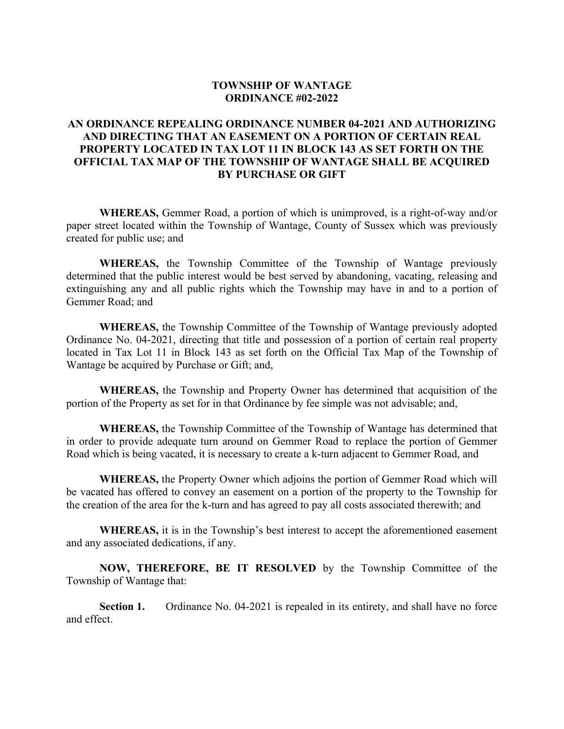# TOWNSHIP OF WANTAGE
# ORDINANCE #02-2022

## AN ORDINANCE REPEALING ORDINANCE NUMBER 04-2021 AND AUTHORIZING AND DIRECTING THAT AN EASEMENT ON A PORTION OF CERTAIN REAL PROPERTY LOCATED IN TAX LOT 11 IN BLOCK 143 AS SET FORTH ON THE OFFICIAL TAX MAP OF THE TOWNSHIP OF WANTAGE SHALL BE ACQUIRED BY PURCHASE OR GIFT

**WHEREAS,** Gemmer Road, a portion of which is unimproved, is a right-of-way and/or paper street located within the Township of Wantage, County of Sussex which was previously created for public use; and

**WHEREAS,** the Township Committee of the Township of Wantage previously determined that the public interest would be best served by abandoning, vacating, releasing and extinguishing any and all public rights which the Township may have in and to a portion of Gemmer Road; and

**WHEREAS,** the Township Committee of the Township of Wantage previously adopted Ordinance No. 04-2021, directing that title and possession of a portion of certain real property located in Tax Lot 11 in Block 143 as set forth on the Official Tax Map of the Township of Wantage be acquired by Purchase or Gift; and,

**WHEREAS,** the Township and Property Owner has determined that acquisition of the portion of the Property as set for in that Ordinance by fee simple was not advisable; and,

**WHEREAS,** the Township Committee of the Township of Wantage has determined that in order to provide adequate turn around on Gemmer Road to replace the portion of Gemmer Road which is being vacated, it is necessary to create a k-turn adjacent to Gemmer Road, and

**WHEREAS,** the Property Owner which adjoins the portion of Gemmer Road which will be vacated has offered to convey an easement on a portion of the property to the Township for the creation of the area for the k-turn and has agreed to pay all costs associated therewith; and

**WHEREAS,** it is in the Township's best interest to accept the aforementioned easement and any associated dedications, if any.

**NOW, THEREFORE, BE IT RESOLVED** by the Township Committee of the Township of Wantage that:

**Section 1.** Ordinance No. 04-2021 is repealed in its entirety, and shall have no force and effect.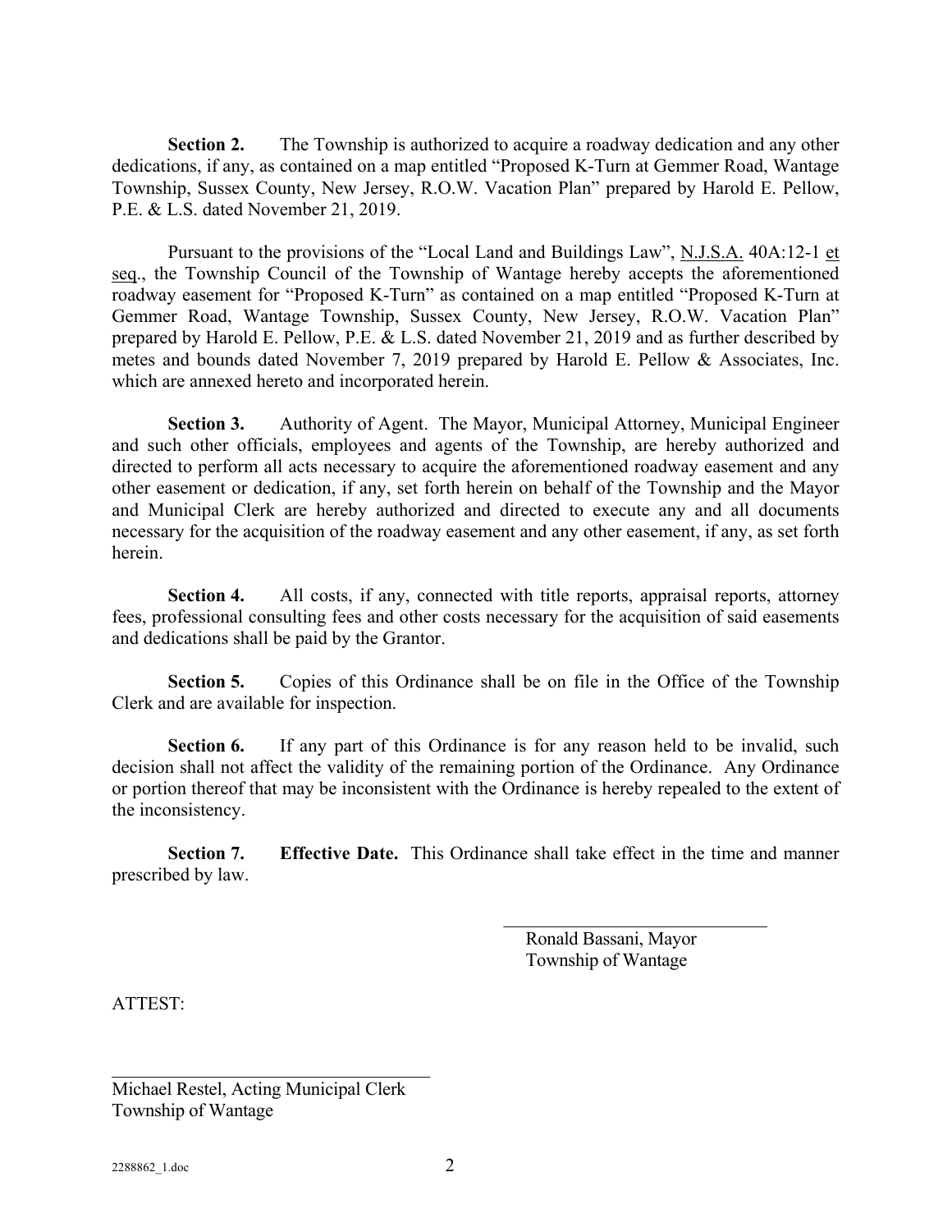**Section 2.** The Township is authorized to acquire a roadway dedication and any other dedications, if any, as contained on a map entitled "Proposed K-Turn at Gemmer Road, Wantage Township, Sussex County, New Jersey, R.O.W. Vacation Plan" prepared by Harold E. Pellow, P.E. & L.S. dated November 21, 2019.

Pursuant to the provisions of the "Local Land and Buildings Law", N.J.S.A. 40A:12-1 et seq., the Township Council of the Township of Wantage hereby accepts the aforementioned roadway easement for "Proposed K-Turn" as contained on a map entitled "Proposed K-Turn at Gemmer Road, Wantage Township, Sussex County, New Jersey, R.O.W. Vacation Plan" prepared by Harold E. Pellow, P.E. & L.S. dated November 21, 2019 and as further described by metes and bounds dated November 7, 2019 prepared by Harold E. Pellow & Associates, Inc. which are annexed hereto and incorporated herein.

**Section 3.** Authority of Agent. The Mayor, Municipal Attorney, Municipal Engineer and such other officials, employees and agents of the Township, are hereby authorized and directed to perform all acts necessary to acquire the aforementioned roadway easement and any other easement or dedication, if any, set forth herein on behalf of the Township and the Mayor and Municipal Clerk are hereby authorized and directed to execute any and all documents necessary for the acquisition of the roadway easement and any other easement, if any, as set forth herein.

**Section 4.** All costs, if any, connected with title reports, appraisal reports, attorney fees, professional consulting fees and other costs necessary for the acquisition of said easements and dedications shall be paid by the Grantor.

**Section 5.** Copies of this Ordinance shall be on file in the Office of the Township Clerk and are available for inspection.

**Section 6.** If any part of this Ordinance is for any reason held to be invalid, such decision shall not affect the validity of the remaining portion of the Ordinance. Any Ordinance or portion thereof that may be inconsistent with the Ordinance is hereby repealed to the extent of the inconsistency.

**Section 7. Effective Date.** This Ordinance shall take effect in the time and manner prescribed by law.

\_\_\_\_\_\_\_\_\_\_\_\_\_\_\_\_\_\_\_\_\_\_\_\_\_\_\_\_\_\_

Ronald Bassani, Mayor
Township of Wantage

ATTEST:

\_\_\_\_\_\_\_\_\_\_\_\_\_\_\_\_\_\_\_\_\_\_\_\_\_\_\_\_\_\_

Michael Restel, Acting Municipal Clerk
Township of Wantage

2288862_1.doc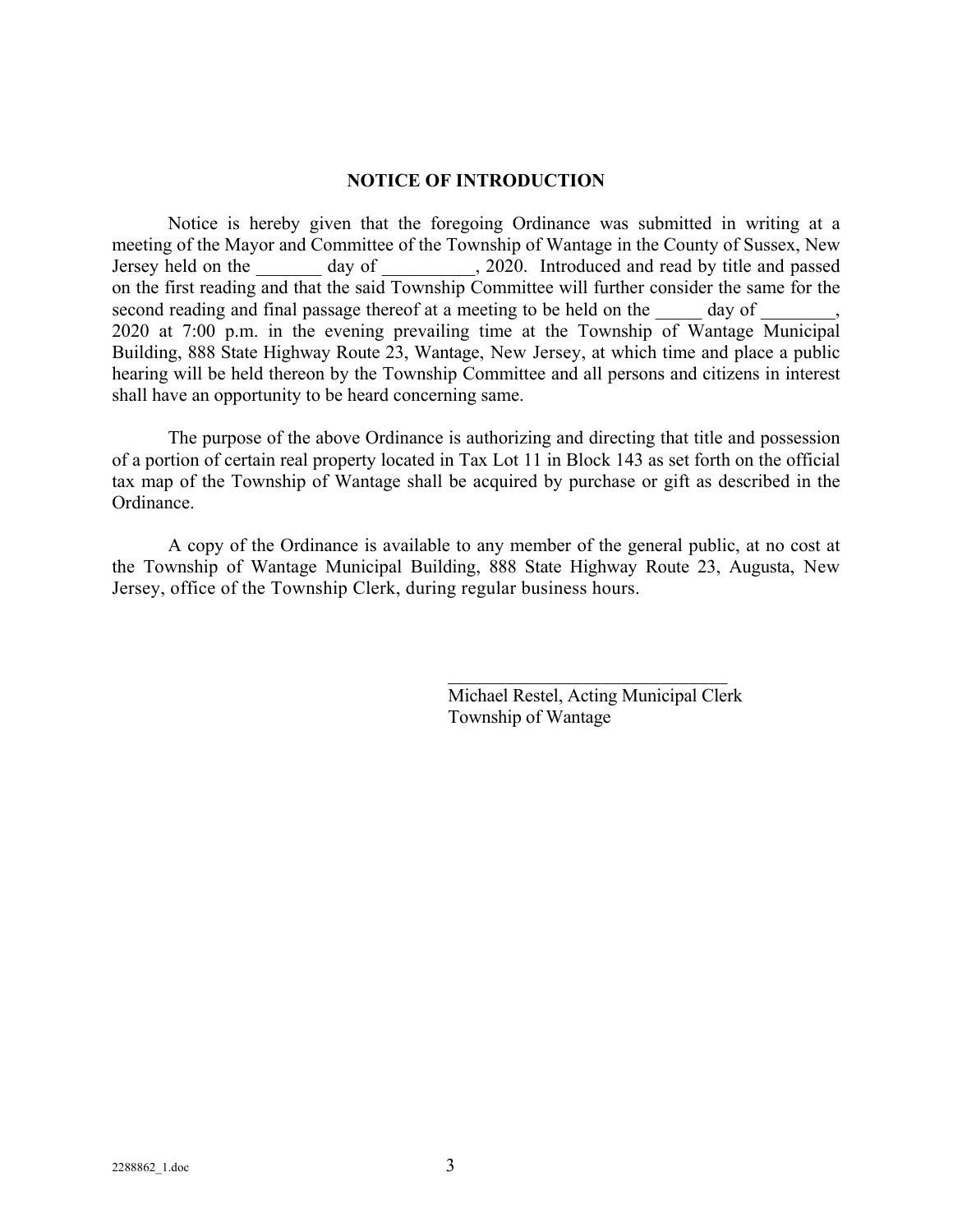**NOTICE OF INTRODUCTION**

Notice is hereby given that the foregoing Ordinance was submitted in writing at a meeting of the Mayor and Committee of the Township of Wantage in the County of Sussex, New Jersey held on the _______ day of __________, 2020. Introduced and read by title and passed on the first reading and that the said Township Committee will further consider the same for the second reading and final passage thereof at a meeting to be held on the _____ day of ________, 2020 at 7:00 p.m. in the evening prevailing time at the Township of Wantage Municipal Building, 888 State Highway Route 23, Wantage, New Jersey, at which time and place a public hearing will be held thereon by the Township Committee and all persons and citizens in interest shall have an opportunity to be heard concerning same.

The purpose of the above Ordinance is authorizing and directing that title and possession of a portion of certain real property located in Tax Lot 11 in Block 143 as set forth on the official tax map of the Township of Wantage shall be acquired by purchase or gift as described in the Ordinance.

A copy of the Ordinance is available to any member of the general public, at no cost at the Township of Wantage Municipal Building, 888 State Highway Route 23, Augusta, New Jersey, office of the Township Clerk, during regular business hours.

_______________________________
Michael Restel, Acting Municipal Clerk
Township of Wantage

2288862_1.doc